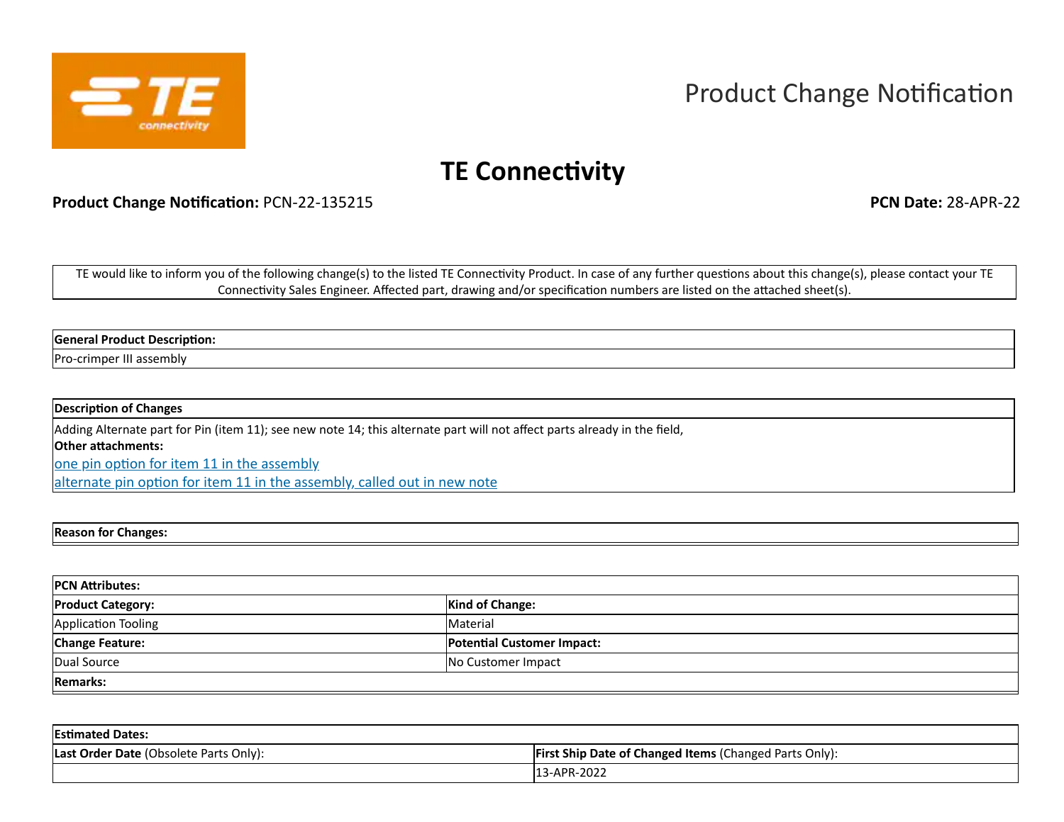# Product Change Notification

## TE Connectivity

**Product Change Notification:** PCN-22-135215 **PCN Date:** 28-APR-22

TE would like to inform you of the following change(s) to the listed TE Connectivity Product. In case of any further questions about this change(s), please contact your TE Connectivity Sales Engineer. Affected part, drawing and/or specification numbers are listed on the attached sheet(s).

| **General Product Description:** |
|---|
| Pro-crimper III assembly |

| **Description of Changes** |
|---|
| Adding Alternate part for Pin (item 11); see new note 14; this alternate part will not affect parts already in the field, |
| **Other attachments:** |
| one pin option for item 11 in the assembly |
| alternate pin option for item 11 in the assembly, called out in new note |

| **Reason for Changes:** |
|---|

| **PCN Attributes:** | |
|---|---|
| **Product Category:** | **Kind of Change:** |
| Application Tooling | Material |
| **Change Feature:** | **Potential Customer Impact:** |
| Dual Source | No Customer Impact |
| **Remarks:** | |

| **Estimated Dates:** | |
|---|---|
| **Last Order Date** (Obsolete Parts Only): | **First Ship Date of Changed Items** (Changed Parts Only): |
| | 13-APR-2022 |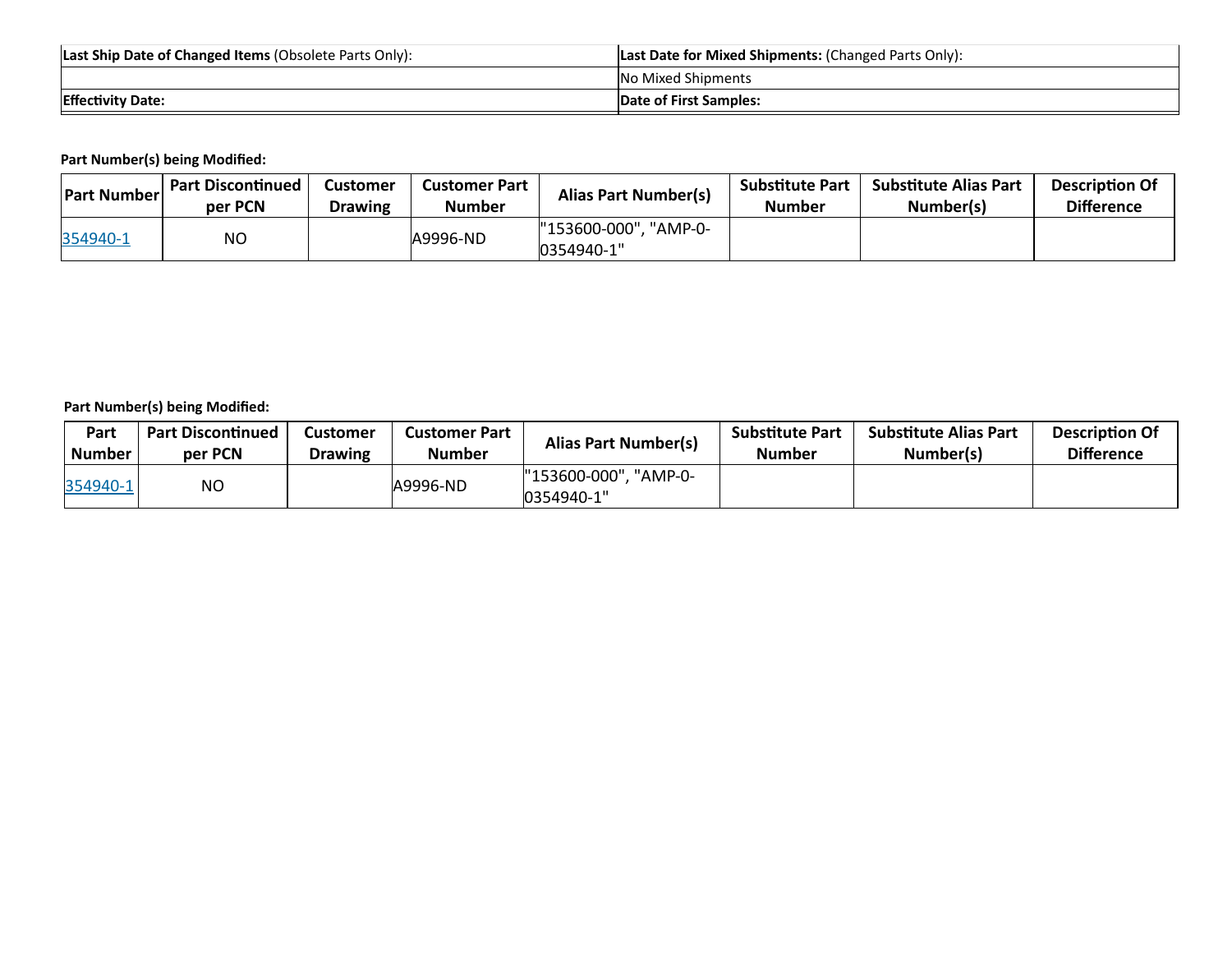| **Last Ship Date of Changed Items** (Obsolete Parts Only): | **Last Date for Mixed Shipments:** (Changed Parts Only): |
| --- | --- |
| | No Mixed Shipments |
| **Effectivity Date:** | **Date of First Samples:** |

**Part Number(s) being Modified:**

| Part Number | Part Discontinued per PCN | Customer Drawing | Customer Part Number | Alias Part Number(s) | Substitute Part Number | Substitute Alias Part Number(s) | Description Of Difference |
| --- | --- | --- | --- | --- | --- | --- | --- |
| 354940-1 | NO | | A9996-ND | "153600-000", "AMP-0-0354940-1" | | | |

**Part Number(s) being Modified:**

| Part Number | Part Discontinued per PCN | Customer Drawing | Customer Part Number | Alias Part Number(s) | Substitute Part Number | Substitute Alias Part Number(s) | Description Of Difference |
| --- | --- | --- | --- | --- | --- | --- | --- |
| 354940-1 | NO | | A9996-ND | "153600-000", "AMP-0-0354940-1" | | | |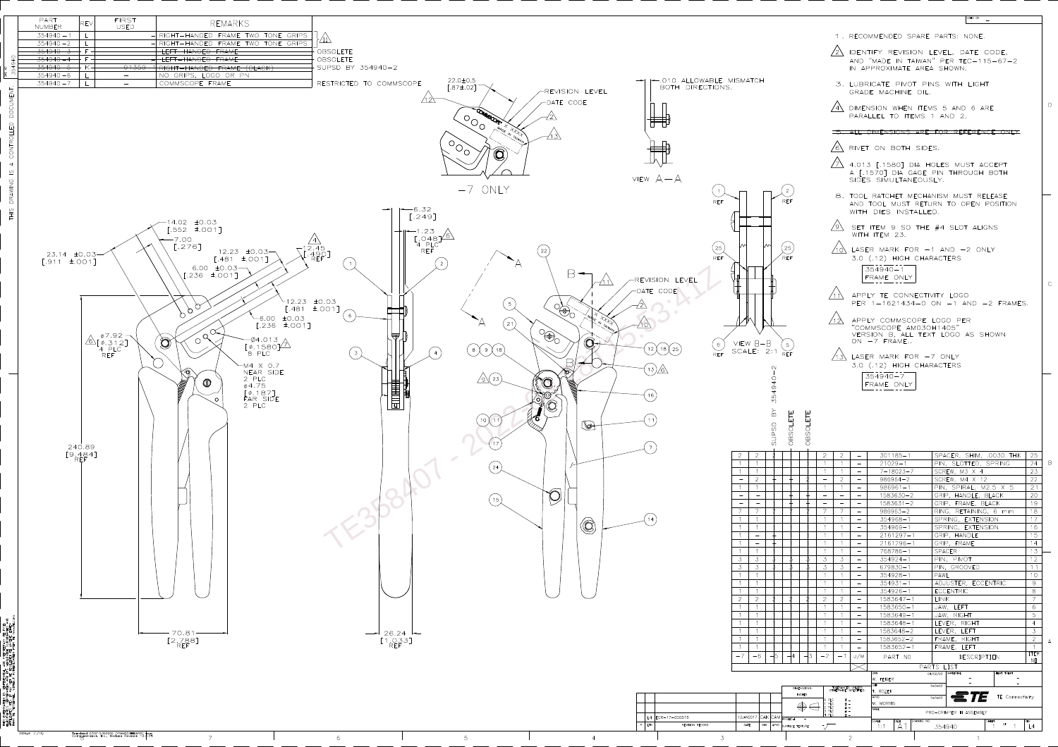| PART NUMBER | REV | FIRST USED | REMARKS | |
|---|---|---|---|---|
| 354940-1 | L | - | RIGHT-HANDED FRAME TWO TONE GRIPS | |
| 354940-2 | L | - | RIGHT-HANDED FRAME TWO TONE GRIPS | |
| ~~354940-3~~ | F | | ~~LEFT-HANDED FRAME~~ | OBSOLETE |
| ~~354940-4~~ | F | | ~~LEFT-HANDED FRAME~~ | OBSOLETE |
| ~~354940-5~~ | K | 01369 | ~~RIGHT-HANDED FRAME (BLACK)~~ | SUPSD BY 354940-2 |
| 354940-6 | L | - | NO GRIPS, LOGO OR PN | |
| 354940-7 | L | - | COMMSCOPE FRAME | RESTRICTED TO COMMSCOPE |

1. RECOMMENDED SPARE PARTS: NONE.
2. IDENTIFY REVISION LEVEL, DATE CODE, AND "MADE IN TAIWAN" PER TEC-115-67-2 IN APPROXIMATE AREA SHOWN.
3. LUBRICATE PIVOT PINS WITH LIGHT GRADE MACHINE OIL.
4. DIMENSION WHEN ITEMS 5 AND 6 ARE PARALLEL TO ITEMS 1 AND 2.
5. ~~ALL DIMENSIONS ARE FOR REFERENCE ONLY.~~
6. RIVET ON BOTH SIDES.
7. 4.013 [.1580] DIA HOLES MUST ACCEPT A [.1570] DIA GAGE PIN THROUGH BOTH SIDES SIMULTANEOUSLY.
8. TOOL RATCHET MECHANISM MUST RELEASE AND TOOL MUST RETURN TO OPEN POSITION WITH DIES INSTALLED.
9. SET ITEM 9 SO THE #4 SLOT ALIGNS WITH ITEM 23.
10. LASER MARK FOR -1 AND -2 ONLY 3.0 (.12) HIGH CHARACTERS
    354940-1 FRAME ONLY
11. APPLY TE CONNECTIVITY LOGO PER 1-1621434-0 ON -1 AND -2 FRAMES.
12. APPLY COMMSCOPE LOGO PER "COMMSCOPE AM030H1405" VERSION B, ALL TEXT LOGO AS SHOWN ON -7 FRAME.
13. LASER MARK FOR -7 ONLY 3.0 (.12) HIGH CHARACTERS
    354940-7 FRAME ONLY

-7 ONLY — 22.0±0.5 [.87±.02]; REVISION LEVEL; DATE CODE

VIEW A-A — .010 ALLOWABLE MISMATCH BOTH DIRECTIONS.

VIEW B-B SCALE: 2:1

Dimensions: 14.02 ±0.03 [.552 ±.001]; 7.00 [.276]; 23.14 ±0.03 [.911 ±.001]; 12.23 ±0.03 [.481 ±.001]; 6.00 ±0.03 [.236 ±.001]; 12.45 [.490] REF; 12.23 ±0.03 [.481 ±.001]; 6.00 ±0.03 [.236 ±.001]; ⌀7.92 [⌀.312] 4 PLC REF; ⌀4.013 [⌀.1580] 8 PLC; M4 X 0.7 NEAR SIDE 2 PLC ⌀4.75 [⌀.187] FAR SIDE 2 PLC; 240.89 [9.484] REF; 70.81 [2.788] REF; 6.32 [.249]; 1.23 [.048] 4 PLC REF; 26.24 [1.033] REF

| -7 | -6 | -5 | -4 | -3 | -2 | -1 | U/M | PART NO | DESCRIPTION | ITEM NO |
|---|---|---|---|---|---|---|---|---|---|---|
| 2 | 2 | 2 | | | 2 | 2 | - | 301185-1 | SPACER, SHIM, .0030 THK | 25 |
| 1 | 1 | | | | 1 | 1 | - | 21029-1 | PIN, SLOTTED, SPRING | 24 |
| 1 | 1 | | | | 1 | 1 | - | 7-18023-7 | SCREW, M3 X 4 | 23 |
| - | 2 | | | 2 | - | 2 | - | 986964-2 | SCREW, M4 X 12 | 22 |
| 1 | 1 | | | | 1 | 1 | - | 986961-1 | PIN, SPIRAL, M2.5 X 5 | 21 |
| - | - | | | | - | - | - | 1583630-2 | GRIP, HANDLE, BLACK | 20 |
| - | - | | | | - | - | - | 1583631-2 | GRIP, FRAME, BLACK | 19 |
| 7 | 7 | 7 | | 7 | 7 | 7 | - | 986963-2 | RING, RETAINING, 6 mm | 18 |
| 1 | 1 | | | | 1 | 1 | - | 354968-1 | SPRING, EXTENSION | 17 |
| 1 | 1 | | | | 1 | 1 | - | 354969-1 | SPRING, EXTENSION | 16 |
| 1 | - | | | | 1 | 1 | - | 2161297-1 | GRIP, HANDLE | 15 |
| 1 | - | | | | 1 | 1 | - | 2161296-1 | GRIP, FRAME | 14 |
| 1 | 1 | | | | 1 | 1 | - | 768786-1 | SPACER | 13 |
| 3 | 3 | 3 | 3 | 3 | 3 | 3 | - | 354924-1 | PIN, PIVOT | 12 |
| 3 | 3 | 3 | 3 | 3 | 3 | 3 | - | 679830-1 | PIN, GROOVED | 11 |
| 1 | 1 | | | | 1 | 1 | - | 354928-1 | PAWL | 10 |
| 1 | 1 | | | | 1 | 1 | - | 354931-1 | ADJUSTER, ECCENTRIC | 9 |
| 1 | 1 | | | | 1 | 1 | - | 354926-1 | ECCENTRIC | 8 |
| 2 | 2 | 2 | 2 | 2 | 2 | 2 | - | 1583647-1 | LINK | 7 |
| 1 | 1 | | | | 1 | 1 | - | 1583650-1 | JAW, LEFT | 6 |
| 1 | 1 | | | | 1 | 1 | - | 1583649-1 | JAW, RIGHT | 5 |
| 1 | 1 | | | | 1 | 1 | - | 1583648-1 | LEVER, RIGHT | 4 |
| 1 | 1 | | | | 1 | 1 | - | 1583648-2 | LEVER, LEFT | 3 |
| 1 | 1 | | | | 1 | 1 | - | 1583652-2 | FRAME, RIGHT | 2 |
| 1 | 1 | | | | 1 | 1 | - | 1583652-1 | FRAME, LEFT | 1 |

PARTS LIST

SUPSD BY 354940-2 (-5); OBSOLETE (-4); OBSOLETE (-3)

DWN: W. PERRY 04/02/03; CHK: S. ROZER; APVD: M. MORRIS

NAME: PRO-CRIMPER III ASSEMBLY

SCALE 1:1 | SIZE A1 | DRAWING NO 354940 | SHEET 1 OF 1 | REV L4

L4 | ECR-17-000515 | 12JAN2017 | DAK | CAM

TE Connectivity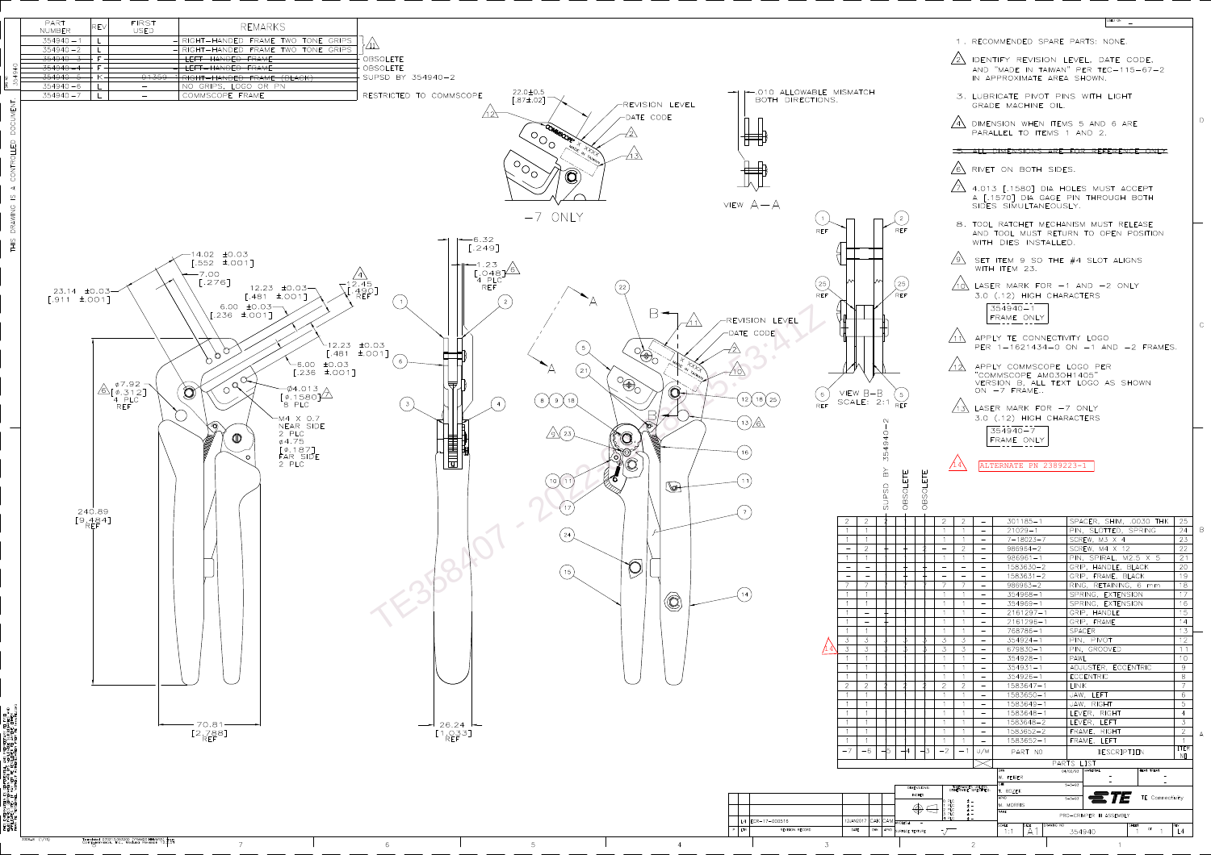| PART NUMBER | REV | FIRST USED | REMARKS |
|---|---|---|---|
| 354940-1 | L | - | RIGHT-HANDED FRAME TWO TONE GRIPS |
| 354940-2 | L | - | RIGHT-HANDED FRAME TWO TONE GRIPS |
| 354940-3 | F | - | LEFT-HANDED FRAME |
| 354940-4 | F | - | LEFT-HANDED FRAME |
| 354940-5 | K | 91360 | RIGHT-HANDED FRAME (BLACK) |
| 354940-6 | L | - | NO GRIPS, LOGO OR PN |
| 354940-7 | L | - | COMMSCOPE FRAME |

11 (for -1 and -2); -3 OBSOLETE; -4 OBSOLETE; -5 SUPSD BY 354940-2; -7 RESTRICTED TO COMMSCOPE

1. RECOMMENDED SPARE PARTS: NONE.
2. IDENTIFY REVISION LEVEL, DATE CODE, AND "MADE IN TAIWAN" PER TEC-115-67-2 IN APPROXIMATE AREA SHOWN.
3. LUBRICATE PIVOT PINS WITH LIGHT GRADE MACHINE OIL.
4. DIMENSION WHEN ITEMS 5 AND 6 ARE PARALLEL TO ITEMS 1 AND 2.
5. ~~ALL DIMENSIONS ARE FOR REFERENCE ONLY~~
6. RIVET ON BOTH SIDES.
7. 4.013 [.1580] DIA HOLES MUST ACCEPT A [.1570] DIA GAGE PIN THROUGH BOTH SIDES SIMULTANEOUSLY.
8. TOOL RATCHET MECHANISM MUST RELEASE AND TOOL MUST RETURN TO OPEN POSITION WITH DIES INSTALLED.
9. SET ITEM 9 SO THE #4 SLOT ALIGNS WITH ITEM 23.
10. LASER MARK FOR -1 AND -2 ONLY 3.0 (.12) HIGH CHARACTERS
    354940-1 FRAME ONLY
11. APPLY TE CONNECTIVITY LOGO PER 1-1621434-0 ON -1 AND -2 FRAMES.
12. APPLY COMMSCOPE LOGO PER "COMMSCOPE AM030H1405" VERSION B, ALL TEXT LOGO AS SHOWN ON -7 FRAME.
13. LASER MARK FOR -7 ONLY 3.0 (.12) HIGH CHARACTERS
    354940-7 FRAME ONLY
14. ALTERNATE PN 2389223-1

22.0±0.5 [.87±.02]
REVISION LEVEL
DATE CODE
-7 ONLY
.010 ALLOWABLE MISMATCH BOTH DIRECTIONS.
VIEW A-A
VIEW B-B SCALE: 2:1
14.02 ±0.03 [.552 ±.001]
7.00 [.276]
23.14 ±0.03 [.911 ±.001]
12.23 ±0.03 [.481 ±.001]
12.45 [.490] REF
6.00 ±0.03 [.236 ±.001]
12.23 ±0.03 [.481 ±.001]
6.00 ±0.03 [.236 ±.001]
ø7.92 [ø.312] 4 PLC REF
ø4.013 [ø.1580] 8 PLC
M4 X 0.7 NEAR SIDE 2 PLC
ø4.75 [ø.187] FAR SIDE 2 PLC
240.89 [9.484] REF
70.81 [2.788] REF
6.32 [.249]
1.23 [.048] 4 PLC REF
26.24 [1.033] REF

SUPSD BY 354940-2 / OBSOLETE / OBSOLETE

| -7 | -6 | -5 | -4 | -3 | -2 | -1 | U/M | PART NO | DESCRIPTION | ITEM NO |
|---|---|---|---|---|---|---|---|---|---|---|
| 2 | 2 | | | | 2 | 2 | - | 301185-1 | SPACER, SHIM, .0030 THK | 25 |
| 1 | 1 | | | | 1 | 1 | - | 21029-1 | PIN, SLOTTED, SPRING | 24 |
| 1 | 1 | | | | 1 | 1 | - | 7-18023-7 | SCREW, M3 X 4 | 23 |
| - | 2 | | | 2 | - | 2 | - | 986964-2 | SCREW, M4 X 12 | 22 |
| 1 | 1 | | | | 1 | 1 | - | 986961-1 | PIN, SPIRAL, M2.5 X 5 | 21 |
| - | - | | | | - | - | - | 1583630-2 | GRIP, HANDLE, BLACK | 20 |
| - | - | | | | - | - | - | 1583631-2 | GRIP, FRAME, BLACK | 19 |
| 7 | 7 | | | 7 | 7 | 7 | - | 986963-2 | RING, RETAINING, 6 mm | 18 |
| 1 | 1 | | | | 1 | 1 | - | 354968-1 | SPRING, EXTENSION | 17 |
| 1 | 1 | | | | 1 | 1 | - | 354969-1 | SPRING, EXTENSION | 16 |
| 1 | - | | | | 1 | 1 | - | 2161297-1 | GRIP, HANDLE | 15 |
| 1 | - | | | | 1 | 1 | - | 2161296-1 | GRIP, FRAME | 14 |
| 1 | 1 | | | | 1 | 1 | - | 768786-1 | SPACER | 13 |
| 3 | 3 | 3 | 3 | 3 | 3 | 3 | - | 354924-1 | PIN, PIVOT | 12 |
| 3 | 3 | 3 | 3 | 3 | 3 | 3 | - | 679830-1 | PIN, GROOVED (14) | 11 |
| 1 | 1 | | | | 1 | 1 | - | 354928-1 | PAWL | 10 |
| 1 | 1 | | | | 1 | 1 | - | 354931-1 | ADJUSTER, ECCENTRIC | 9 |
| 1 | 1 | | | | 1 | 1 | - | 354926-1 | ECCENTRIC | 8 |
| 2 | 2 | 2 | 2 | 2 | 2 | 2 | - | 1583647-1 | LINK | 7 |
| 1 | 1 | | | | 1 | 1 | - | 1583650-1 | JAW, LEFT | 6 |
| 1 | 1 | | | | 1 | 1 | - | 1583649-1 | JAW, RIGHT | 5 |
| 1 | 1 | | | | 1 | 1 | - | 1583648-1 | LEVER, RIGHT | 4 |
| 1 | 1 | | | | 1 | 1 | - | 1583648-2 | LEVER, LEFT | 3 |
| 1 | 1 | | | | 1 | 1 | - | 1583652-2 | FRAME, RIGHT | 2 |
| 1 | 1 | | | | 1 | 1 | - | 1583652-1 | FRAME, LEFT | 1 |

PARTS LIST

L4 ECR-17-020516 12JAN2017 DAK CAM

DWN: W. FEREN 04/02/03
CHK: R. BOZER
APVD: M. MORRIS
NAME: PRO-CRIMPER III ASSEMBLY
TE Connectivity
SCALE 1:1 SIZE A1 DRAWING NO 354940 SHEET 1 OF 1 REV L4